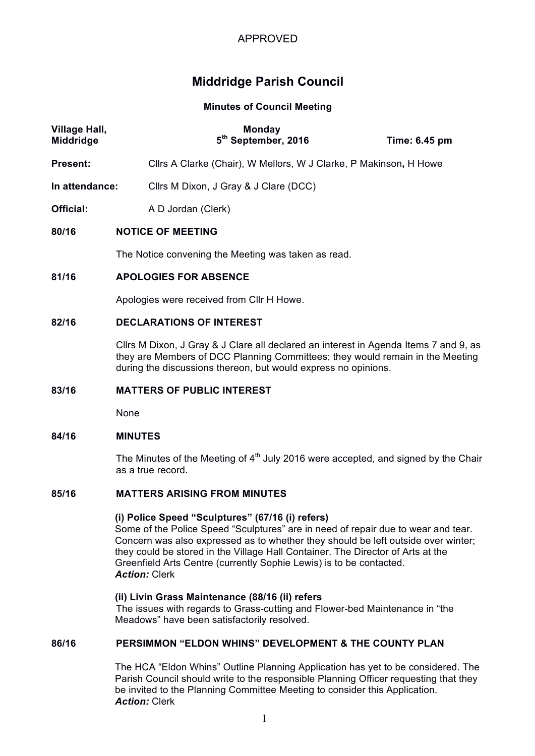APPROVED

# Middridge Parish Council

**Minutes of Council Meeting**

| **Village Hall, Middridge** | **Monday 5th September, 2016** | **Time: 6.45 pm** |
|---|---|---|

**Present:** Cllrs A Clarke (Chair), W Mellors, W J Clarke, P Makinson**,** H Howe

**In attendance:** Cllrs M Dixon, J Gray & J Clare (DCC)

**Official:** A D Jordan (Clerk)

## 80/16 NOTICE OF MEETING

The Notice convening the Meeting was taken as read.

## 81/16 APOLOGIES FOR ABSENCE

Apologies were received from Cllr H Howe.

## 82/16 DECLARATIONS OF INTEREST

Cllrs M Dixon, J Gray & J Clare all declared an interest in Agenda Items 7 and 9, as they are Members of DCC Planning Committees; they would remain in the Meeting during the discussions thereon, but would express no opinions.

## 83/16 MATTERS OF PUBLIC INTEREST

None

## 84/16 MINUTES

The Minutes of the Meeting of 4th July 2016 were accepted, and signed by the Chair as a true record.

## 85/16 MATTERS ARISING FROM MINUTES

**(i) Police Speed "Sculptures" (67/16 (i) refers)**
Some of the Police Speed "Sculptures" are in need of repair due to wear and tear. Concern was also expressed as to whether they should be left outside over winter; they could be stored in the Village Hall Container. The Director of Arts at the Greenfield Arts Centre (currently Sophie Lewis) is to be contacted.
***Action:*** Clerk

**(ii) Livin Grass Maintenance (88/16 (ii) refers)**
The issues with regards to Grass-cutting and Flower-bed Maintenance in "the Meadows" have been satisfactorily resolved.

## 86/16 PERSIMMON "ELDON WHINS" DEVELOPMENT & THE COUNTY PLAN

The HCA "Eldon Whins" Outline Planning Application has yet to be considered. The Parish Council should write to the responsible Planning Officer requesting that they be invited to the Planning Committee Meeting to consider this Application.
***Action:*** Clerk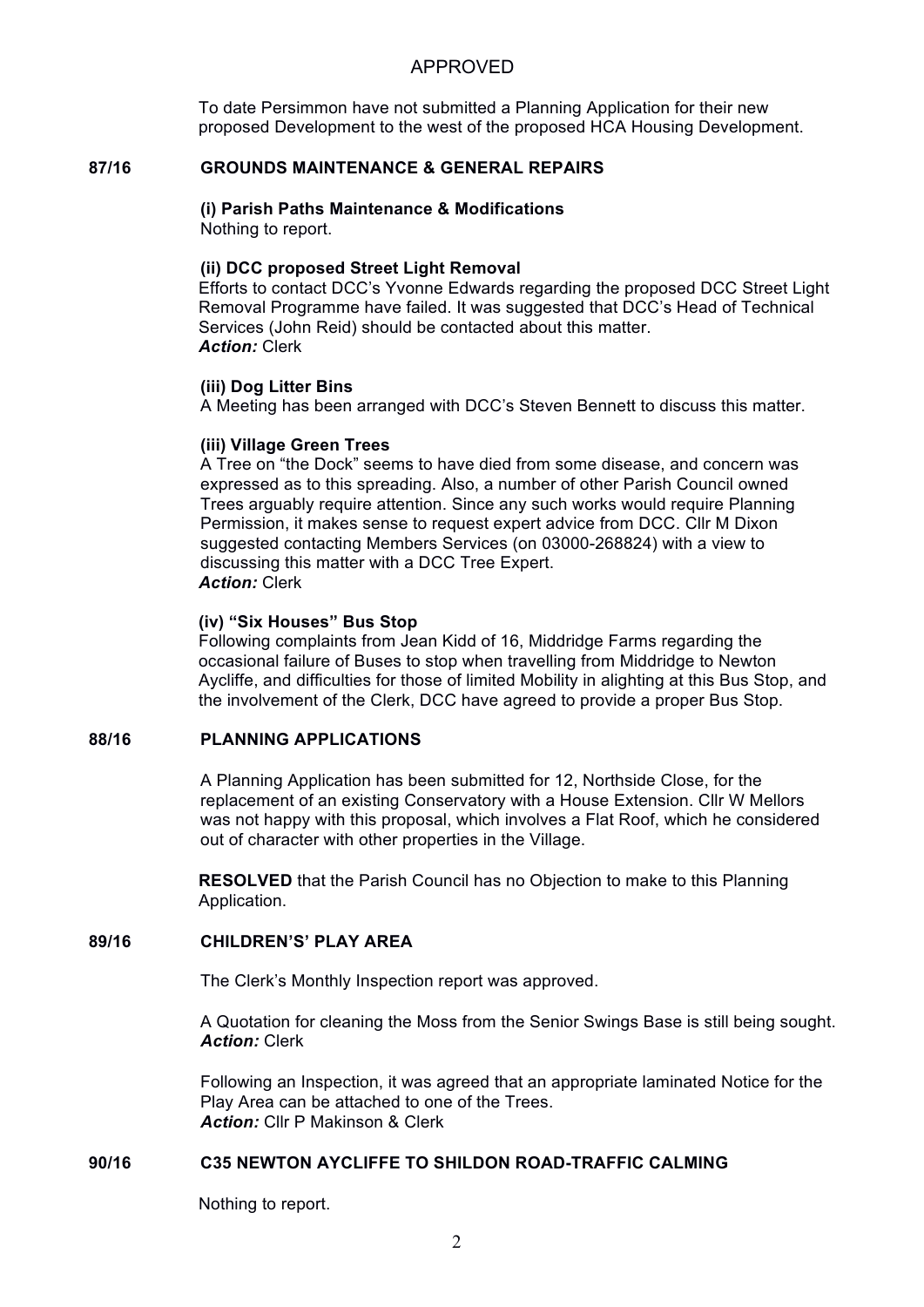APPROVED

To date Persimmon have not submitted a Planning Application for their new proposed Development to the west of the proposed HCA Housing Development.

## 87/16 GROUNDS MAINTENANCE & GENERAL REPAIRS

**(i) Parish Paths Maintenance & Modifications**
Nothing to report.

**(ii) DCC proposed Street Light Removal**
Efforts to contact DCC's Yvonne Edwards regarding the proposed DCC Street Light Removal Programme have failed. It was suggested that DCC's Head of Technical Services (John Reid) should be contacted about this matter.
***Action:*** Clerk

**(iii) Dog Litter Bins**
A Meeting has been arranged with DCC's Steven Bennett to discuss this matter.

**(iii) Village Green Trees**
A Tree on "the Dock" seems to have died from some disease, and concern was expressed as to this spreading. Also, a number of other Parish Council owned Trees arguably require attention. Since any such works would require Planning Permission, it makes sense to request expert advice from DCC. Cllr M Dixon suggested contacting Members Services (on 03000-268824) with a view to discussing this matter with a DCC Tree Expert.
***Action:*** Clerk

**(iv) "Six Houses" Bus Stop**
Following complaints from Jean Kidd of 16, Middridge Farms regarding the occasional failure of Buses to stop when travelling from Middridge to Newton Aycliffe, and difficulties for those of limited Mobility in alighting at this Bus Stop, and the involvement of the Clerk, DCC have agreed to provide a proper Bus Stop.

## 88/16 PLANNING APPLICATIONS

A Planning Application has been submitted for 12, Northside Close, for the replacement of an existing Conservatory with a House Extension. Cllr W Mellors was not happy with this proposal, which involves a Flat Roof, which he considered out of character with other properties in the Village.

**RESOLVED** that the Parish Council has no Objection to make to this Planning Application.

## 89/16 CHILDREN'S' PLAY AREA

The Clerk's Monthly Inspection report was approved.

A Quotation for cleaning the Moss from the Senior Swings Base is still being sought.
***Action:*** Clerk

Following an Inspection, it was agreed that an appropriate laminated Notice for the Play Area can be attached to one of the Trees.
***Action:*** Cllr P Makinson & Clerk

## 90/16 C35 NEWTON AYCLIFFE TO SHILDON ROAD-TRAFFIC CALMING

Nothing to report.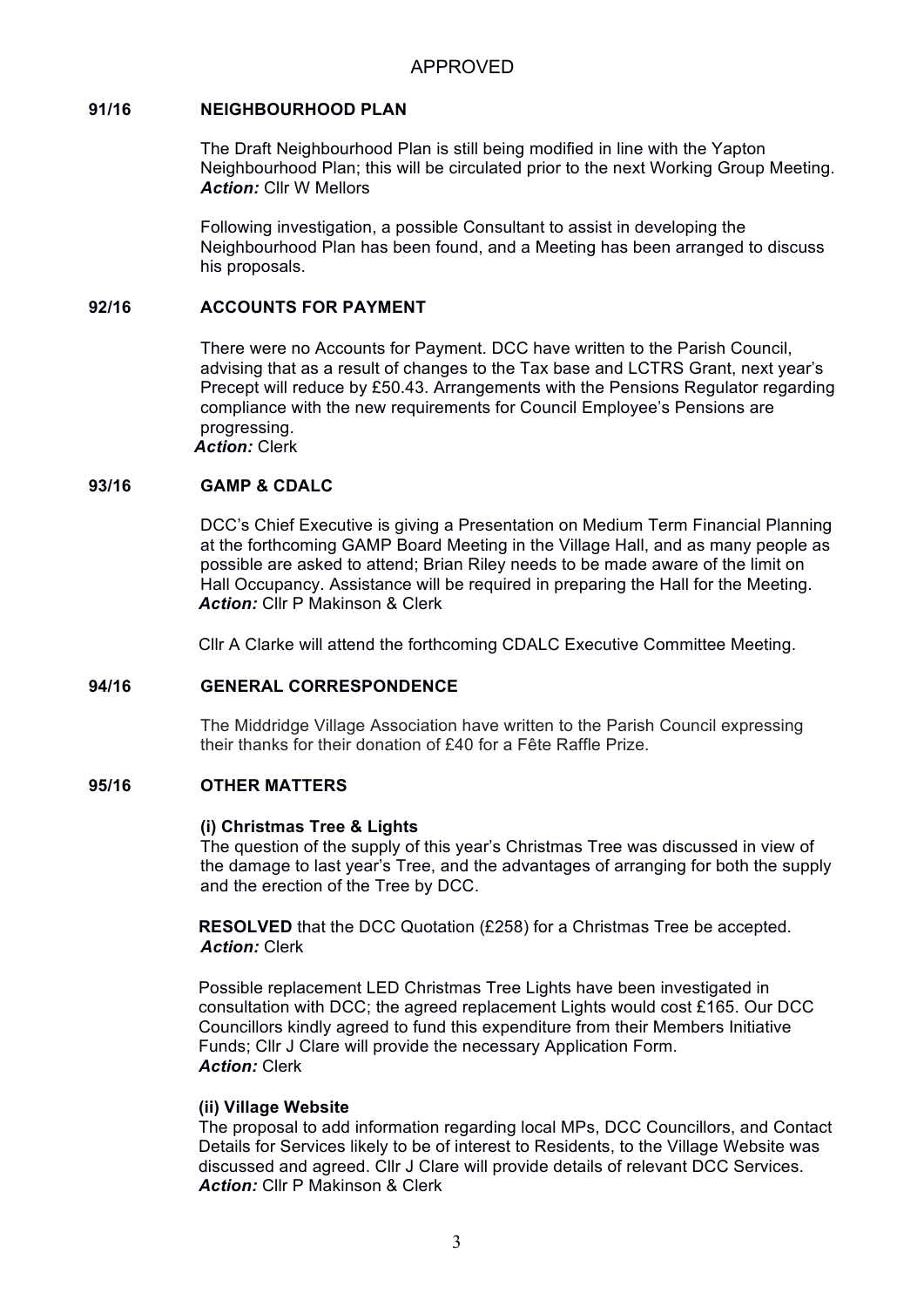APPROVED

## 91/16 NEIGHBOURHOOD PLAN

The Draft Neighbourhood Plan is still being modified in line with the Yapton Neighbourhood Plan; this will be circulated prior to the next Working Group Meeting.
***Action:*** Cllr W Mellors

Following investigation, a possible Consultant to assist in developing the Neighbourhood Plan has been found, and a Meeting has been arranged to discuss his proposals.

## 92/16 ACCOUNTS FOR PAYMENT

There were no Accounts for Payment. DCC have written to the Parish Council, advising that as a result of changes to the Tax base and LCTRS Grant, next year's Precept will reduce by £50.43. Arrangements with the Pensions Regulator regarding compliance with the new requirements for Council Employee's Pensions are progressing.
***Action:*** Clerk

## 93/16 GAMP & CDALC

DCC's Chief Executive is giving a Presentation on Medium Term Financial Planning at the forthcoming GAMP Board Meeting in the Village Hall, and as many people as possible are asked to attend; Brian Riley needs to be made aware of the limit on Hall Occupancy. Assistance will be required in preparing the Hall for the Meeting.
***Action:*** Cllr P Makinson & Clerk

Cllr A Clarke will attend the forthcoming CDALC Executive Committee Meeting.

## 94/16 GENERAL CORRESPONDENCE

The Middridge Village Association have written to the Parish Council expressing their thanks for their donation of £40 for a Fête Raffle Prize.

## 95/16 OTHER MATTERS

### (i) Christmas Tree & Lights

The question of the supply of this year's Christmas Tree was discussed in view of the damage to last year's Tree, and the advantages of arranging for both the supply and the erection of the Tree by DCC.

**RESOLVED** that the DCC Quotation (£258) for a Christmas Tree be accepted.
***Action:*** Clerk

Possible replacement LED Christmas Tree Lights have been investigated in consultation with DCC; the agreed replacement Lights would cost £165. Our DCC Councillors kindly agreed to fund this expenditure from their Members Initiative Funds; Cllr J Clare will provide the necessary Application Form.
***Action:*** Clerk

### (ii) Village Website

The proposal to add information regarding local MPs, DCC Councillors, and Contact Details for Services likely to be of interest to Residents, to the Village Website was discussed and agreed. Cllr J Clare will provide details of relevant DCC Services.
***Action:*** Cllr P Makinson & Clerk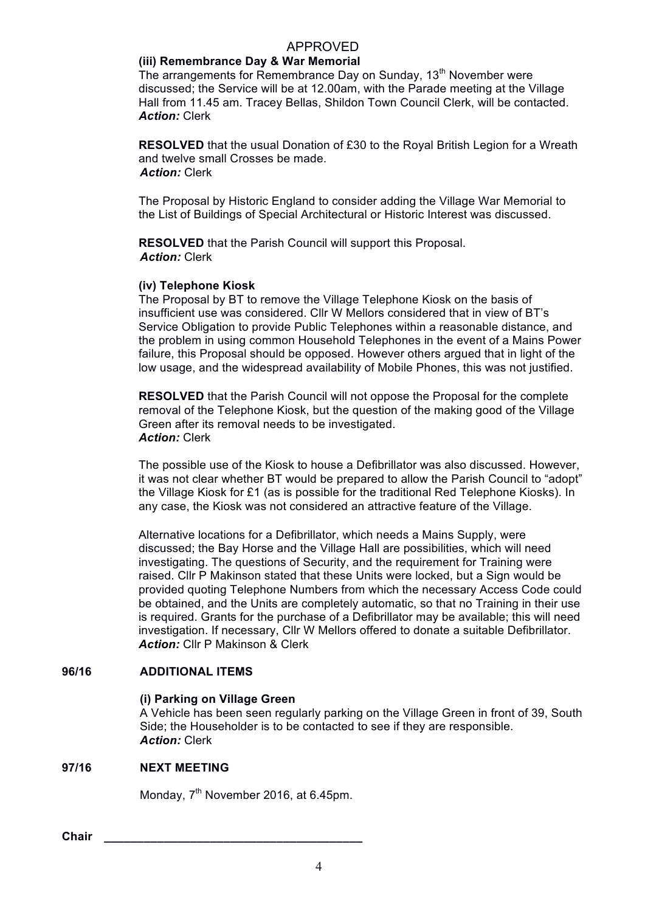APPROVED

**(iii) Remembrance Day & War Memorial**

The arrangements for Remembrance Day on Sunday, 13th November were discussed; the Service will be at 12.00am, with the Parade meeting at the Village Hall from 11.45 am. Tracey Bellas, Shildon Town Council Clerk, will be contacted.
***Action:*** Clerk

**RESOLVED** that the usual Donation of £30 to the Royal British Legion for a Wreath and twelve small Crosses be made.
***Action:*** Clerk

The Proposal by Historic England to consider adding the Village War Memorial to the List of Buildings of Special Architectural or Historic Interest was discussed.

**RESOLVED** that the Parish Council will support this Proposal.
***Action:*** Clerk

**(iv) Telephone Kiosk**

The Proposal by BT to remove the Village Telephone Kiosk on the basis of insufficient use was considered. Cllr W Mellors considered that in view of BT's Service Obligation to provide Public Telephones within a reasonable distance, and the problem in using common Household Telephones in the event of a Mains Power failure, this Proposal should be opposed. However others argued that in light of the low usage, and the widespread availability of Mobile Phones, this was not justified.

**RESOLVED** that the Parish Council will not oppose the Proposal for the complete removal of the Telephone Kiosk, but the question of the making good of the Village Green after its removal needs to be investigated.
***Action:*** Clerk

The possible use of the Kiosk to house a Defibrillator was also discussed. However, it was not clear whether BT would be prepared to allow the Parish Council to "adopt" the Village Kiosk for £1 (as is possible for the traditional Red Telephone Kiosks). In any case, the Kiosk was not considered an attractive feature of the Village.

Alternative locations for a Defibrillator, which needs a Mains Supply, were discussed; the Bay Horse and the Village Hall are possibilities, which will need investigating. The questions of Security, and the requirement for Training were raised. Cllr P Makinson stated that these Units were locked, but a Sign would be provided quoting Telephone Numbers from which the necessary Access Code could be obtained, and the Units are completely automatic, so that no Training in their use is required. Grants for the purchase of a Defibrillator may be available; this will need investigation. If necessary, Cllr W Mellors offered to donate a suitable Defibrillator.
***Action:*** Cllr P Makinson & Clerk

**96/16 ADDITIONAL ITEMS**

**(i) Parking on Village Green**

A Vehicle has been seen regularly parking on the Village Green in front of 39, South Side; the Householder is to be contacted to see if they are responsible.
***Action:*** Clerk

**97/16 NEXT MEETING**

Monday, 7th November 2016, at 6.45pm.

**Chair** \_\_\_\_\_\_\_\_\_\_\_\_\_\_\_\_\_\_\_\_\_\_\_\_\_\_\_\_\_\_\_\_\_\_\_\_\_\_\_